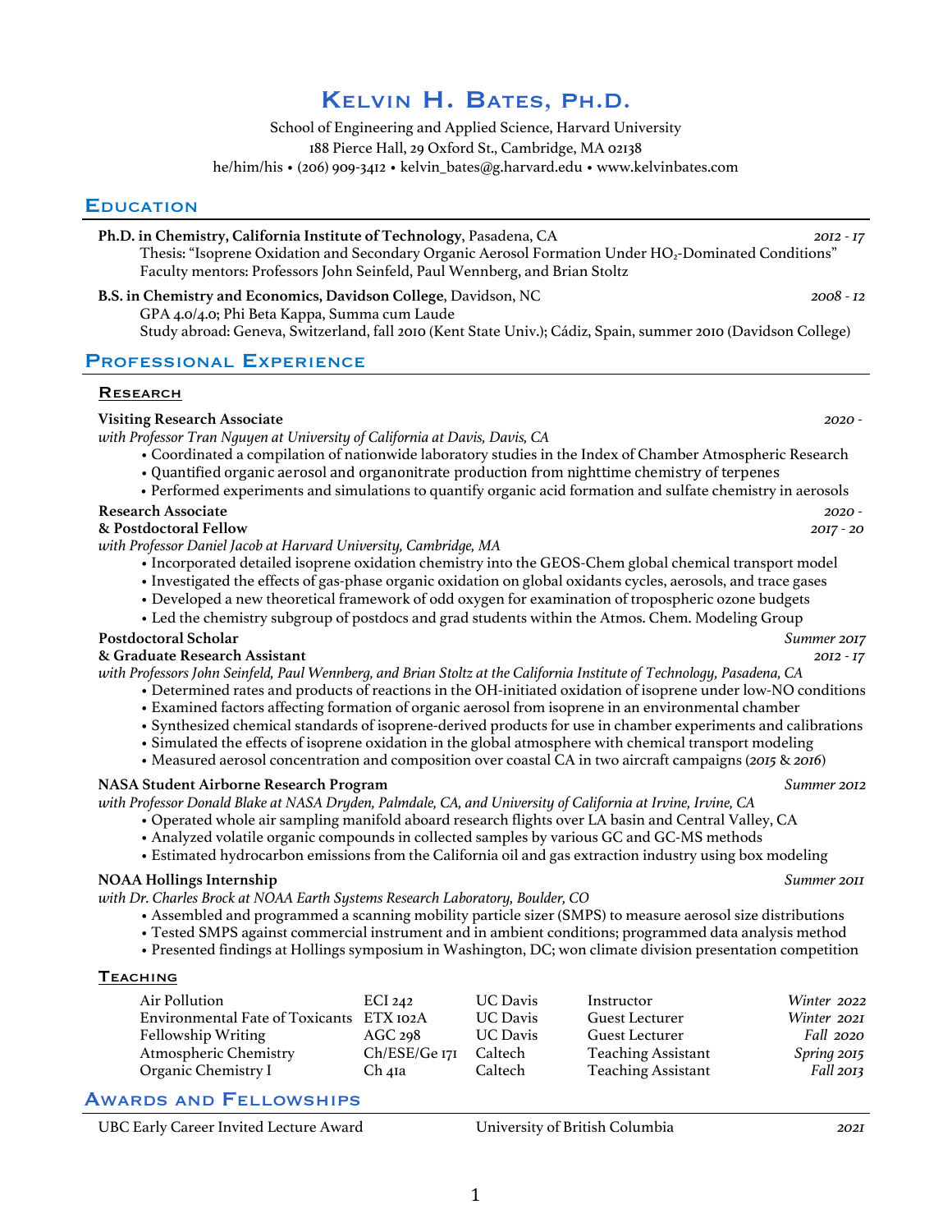# Kelvin H. Bates, Ph.D.

School of Engineering and Applied Science, Harvard University
188 Pierce Hall, 29 Oxford St., Cambridge, MA 02138
he/him/his • (206) 909-3412 • kelvin_bates@g.harvard.edu • www.kelvinbates.com

## Education

**Ph.D. in Chemistry, California Institute of Technology**, Pasadena, CA *2012 - 17*
Thesis: "Isoprene Oxidation and Secondary Organic Aerosol Formation Under $HO_2$-Dominated Conditions"
Faculty mentors: Professors John Seinfeld, Paul Wennberg, and Brian Stoltz

**B.S. in Chemistry and Economics, Davidson College**, Davidson, NC *2008 - 12*
GPA 4.0/4.0; Phi Beta Kappa, Summa cum Laude
Study abroad: Geneva, Switzerland, fall 2010 (Kent State Univ.); Cádiz, Spain, summer 2010 (Davidson College)

## Professional Experience

### Research

**Visiting Research Associate** *2020 -*
*with Professor Tran Nguyen at University of California at Davis, Davis, CA*

- Coordinated a compilation of nationwide laboratory studies in the Index of Chamber Atmospheric Research
- Quantified organic aerosol and organonitrate production from nighttime chemistry of terpenes
- Performed experiments and simulations to quantify organic acid formation and sulfate chemistry in aerosols

**Research Associate** *2020 -*
**& Postdoctoral Fellow** *2017 - 20*
*with Professor Daniel Jacob at Harvard University, Cambridge, MA*

- Incorporated detailed isoprene oxidation chemistry into the GEOS-Chem global chemical transport model
- Investigated the effects of gas-phase organic oxidation on global oxidants cycles, aerosols, and trace gases
- Developed a new theoretical framework of odd oxygen for examination of tropospheric ozone budgets
- Led the chemistry subgroup of postdocs and grad students within the Atmos. Chem. Modeling Group

**Postdoctoral Scholar** *Summer 2017*
**& Graduate Research Assistant** *2012 - 17*
*with Professors John Seinfeld, Paul Wennberg, and Brian Stoltz at the California Institute of Technology, Pasadena, CA*

- Determined rates and products of reactions in the OH-initiated oxidation of isoprene under low-NO conditions
- Examined factors affecting formation of organic aerosol from isoprene in an environmental chamber
- Synthesized chemical standards of isoprene-derived products for use in chamber experiments and calibrations
- Simulated the effects of isoprene oxidation in the global atmosphere with chemical transport modeling
- Measured aerosol concentration and composition over coastal CA in two aircraft campaigns (*2015* & *2016*)

**NASA Student Airborne Research Program** *Summer 2012*
*with Professor Donald Blake at NASA Dryden, Palmdale, CA, and University of California at Irvine, Irvine, CA*

- Operated whole air sampling manifold aboard research flights over LA basin and Central Valley, CA
- Analyzed volatile organic compounds in collected samples by various GC and GC-MS methods
- Estimated hydrocarbon emissions from the California oil and gas extraction industry using box modeling

**NOAA Hollings Internship** *Summer 2011*
*with Dr. Charles Brock at NOAA Earth Systems Research Laboratory, Boulder, CO*

- Assembled and programmed a scanning mobility particle sizer (SMPS) to measure aerosol size distributions
- Tested SMPS against commercial instrument and in ambient conditions; programmed data analysis method
- Presented findings at Hollings symposium in Washington, DC; won climate division presentation competition

### Teaching

| | | | | |
|---|---|---|---|---|
| Air Pollution | ECI 242 | UC Davis | Instructor | *Winter 2022* |
| Environmental Fate of Toxicants | ETX 102A | UC Davis | Guest Lecturer | *Winter 2021* |
| Fellowship Writing | AGC 298 | UC Davis | Guest Lecturer | *Fall 2020* |
| Atmospheric Chemistry | Ch/ESE/Ge 171 | Caltech | Teaching Assistant | *Spring 2015* |
| Organic Chemistry I | Ch 41a | Caltech | Teaching Assistant | *Fall 2013* |

## Awards and Fellowships

| | | |
|---|---|---|
| UBC Early Career Invited Lecture Award | University of British Columbia | *2021* |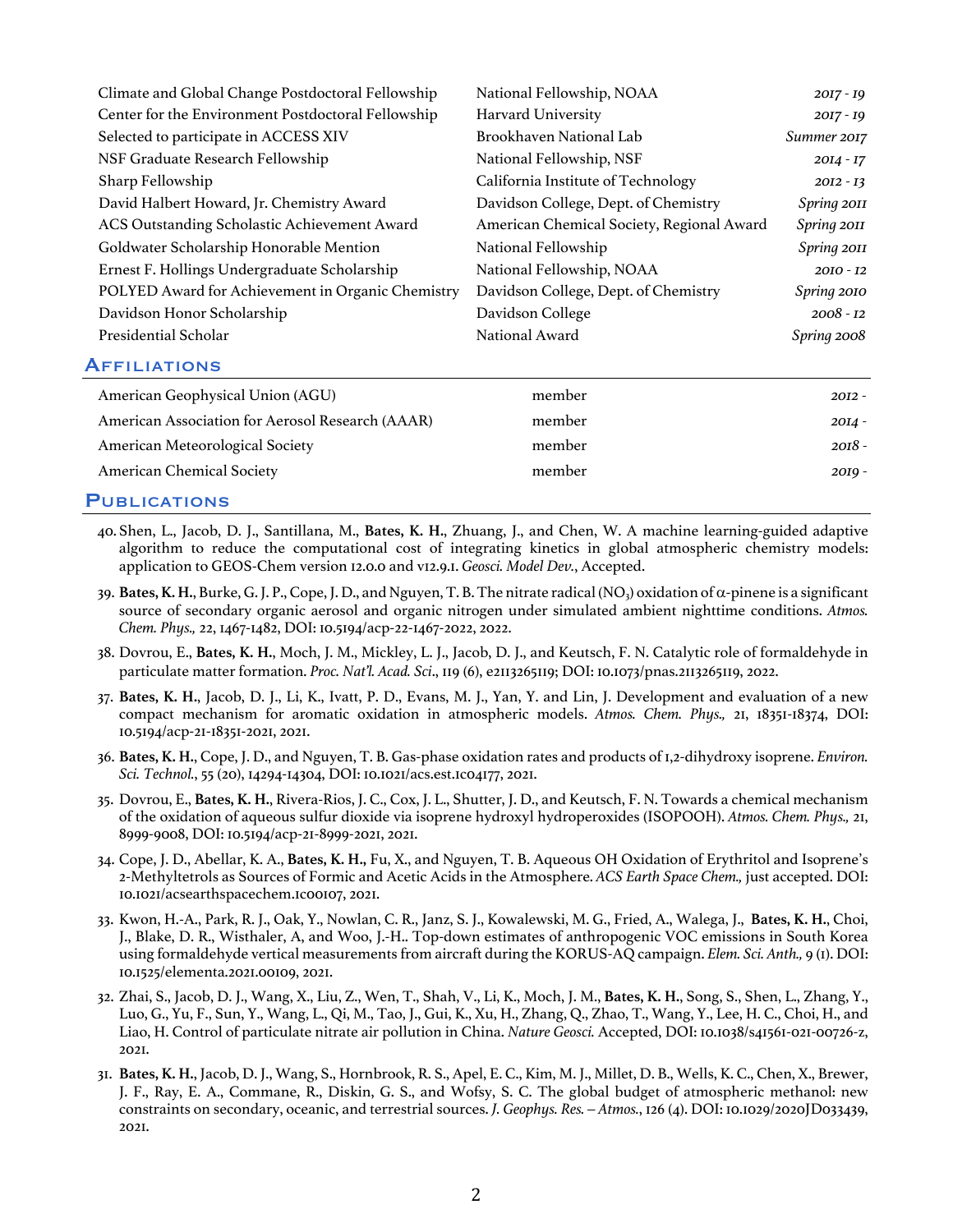| | | |
|---|---|---|
| Climate and Global Change Postdoctoral Fellowship | National Fellowship, NOAA | *2017 - 19* |
| Center for the Environment Postdoctoral Fellowship | Harvard University | *2017 - 19* |
| Selected to participate in ACCESS XIV | Brookhaven National Lab | *Summer 2017* |
| NSF Graduate Research Fellowship | National Fellowship, NSF | *2014 - 17* |
| Sharp Fellowship | California Institute of Technology | *2012 - 13* |
| David Halbert Howard, Jr. Chemistry Award | Davidson College, Dept. of Chemistry | *Spring 2011* |
| ACS Outstanding Scholastic Achievement Award | American Chemical Society, Regional Award | *Spring 2011* |
| Goldwater Scholarship Honorable Mention | National Fellowship | *Spring 2011* |
| Ernest F. Hollings Undergraduate Scholarship | National Fellowship, NOAA | *2010 - 12* |
| POLYED Award for Achievement in Organic Chemistry | Davidson College, Dept. of Chemistry | *Spring 2010* |
| Davidson Honor Scholarship | Davidson College | *2008 - 12* |
| Presidential Scholar | National Award | *Spring 2008* |

## Affiliations

| | | |
|---|---|---|
| American Geophysical Union (AGU) | member | *2012 -* |
| American Association for Aerosol Research (AAAR) | member | *2014 -* |
| American Meteorological Society | member | *2018 -* |
| American Chemical Society | member | *2019 -* |

## Publications

40. Shen, L., Jacob, D. J., Santillana, M., **Bates, K. H.**, Zhuang, J., and Chen, W. A machine learning-guided adaptive algorithm to reduce the computational cost of integrating kinetics in global atmospheric chemistry models: application to GEOS-Chem version 12.0.0 and v12.9.1. *Geosci. Model Dev.*, Accepted.

39. **Bates, K. H.**, Burke, G. J. P., Cope, J. D., and Nguyen, T. B. The nitrate radical ($NO_3$) oxidation of α-pinene is a significant source of secondary organic aerosol and organic nitrogen under simulated ambient nighttime conditions. *Atmos. Chem. Phys.,* 22, 1467-1482, DOI: 10.5194/acp-22-1467-2022, 2022.

38. Dovrou, E., **Bates, K. H.**, Moch, J. M., Mickley, L. J., Jacob, D. J., and Keutsch, F. N. Catalytic role of formaldehyde in particulate matter formation. *Proc. Nat'l. Acad. Sci*., 119 (6), e2113265119; DOI: 10.1073/pnas.2113265119, 2022.

37. **Bates, K. H.**, Jacob, D. J., Li, K., Ivatt, P. D., Evans, M. J., Yan, Y. and Lin, J. Development and evaluation of a new compact mechanism for aromatic oxidation in atmospheric models. *Atmos. Chem. Phys.,* 21, 18351-18374, DOI: 10.5194/acp-21-18351-2021, 2021.

36. **Bates, K. H.**, Cope, J. D., and Nguyen, T. B. Gas-phase oxidation rates and products of 1,2-dihydroxy isoprene. *Environ. Sci. Technol.*, 55 (20), 14294-14304, DOI: 10.1021/acs.est.1c04177, 2021.

35. Dovrou, E., **Bates, K. H.**, Rivera-Rios, J. C., Cox, J. L., Shutter, J. D., and Keutsch, F. N. Towards a chemical mechanism of the oxidation of aqueous sulfur dioxide via isoprene hydroxyl hydroperoxides (ISOPOOH). *Atmos. Chem. Phys.,* 21, 8999-9008, DOI: 10.5194/acp-21-8999-2021, 2021.

34. Cope, J. D., Abellar, K. A., **Bates, K. H.,** Fu, X., and Nguyen, T. B. Aqueous OH Oxidation of Erythritol and Isoprene's 2-Methyltetrols as Sources of Formic and Acetic Acids in the Atmosphere. *ACS Earth Space Chem.,* just accepted. DOI: 10.1021/acsearthspacechem.1c00107, 2021.

33. Kwon, H.-A., Park, R. J., Oak, Y., Nowlan, C. R., Janz, S. J., Kowalewski, M. G., Fried, A., Walega, J., **Bates, K. H.**, Choi, J., Blake, D. R., Wisthaler, A, and Woo, J.-H.. Top-down estimates of anthropogenic VOC emissions in South Korea using formaldehyde vertical measurements from aircraft during the KORUS-AQ campaign. *Elem. Sci. Anth.,* 9 (1). DOI: 10.1525/elementa.2021.00109, 2021.

32. Zhai, S., Jacob, D. J., Wang, X., Liu, Z., Wen, T., Shah, V., Li, K., Moch, J. M., **Bates, K. H.**, Song, S., Shen, L., Zhang, Y., Luo, G., Yu, F., Sun, Y., Wang, L., Qi, M., Tao, J., Gui, K., Xu, H., Zhang, Q., Zhao, T., Wang, Y., Lee, H. C., Choi, H., and Liao, H. Control of particulate nitrate air pollution in China. *Nature Geosci.* Accepted, DOI: 10.1038/s41561-021-00726-z, 2021.

31. **Bates, K. H.**, Jacob, D. J., Wang, S., Hornbrook, R. S., Apel, E. C., Kim, M. J., Millet, D. B., Wells, K. C., Chen, X., Brewer, J. F., Ray, E. A., Commane, R., Diskin, G. S., and Wofsy, S. C. The global budget of atmospheric methanol: new constraints on secondary, oceanic, and terrestrial sources. *J. Geophys. Res. – Atmos.*, 126 (4). DOI: 10.1029/2020JD033439, 2021.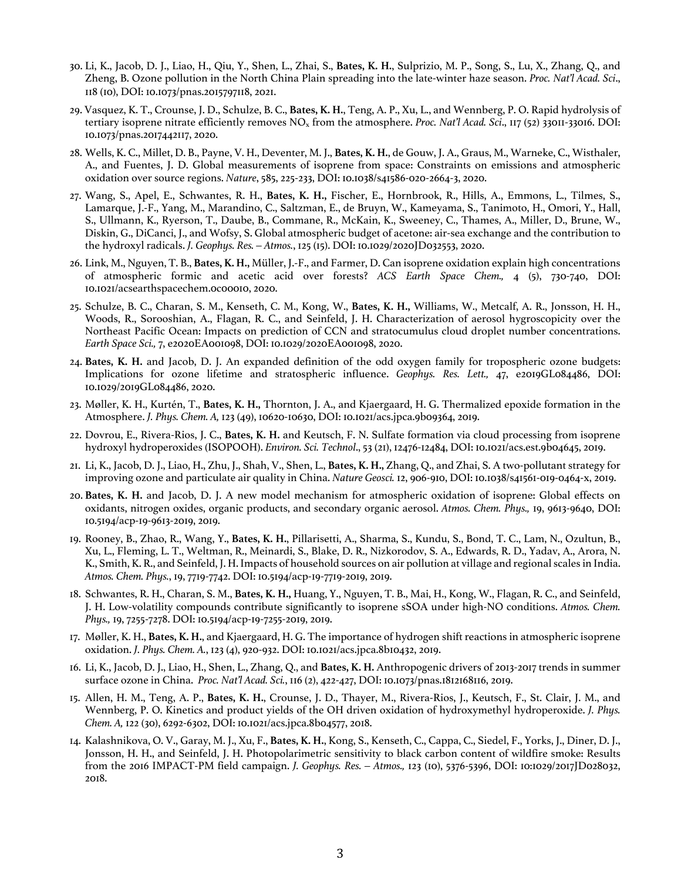30. Li, K., Jacob, D. J., Liao, H., Qiu, Y., Shen, L., Zhai, S., **Bates, K. H.**, Sulprizio, M. P., Song, S., Lu, X., Zhang, Q., and Zheng, B. Ozone pollution in the North China Plain spreading into the late-winter haze season. *Proc. Nat'l Acad. Sci*., 118 (10), DOI: 10.1073/pnas.2015797118, 2021.

29. Vasquez, K. T., Crounse, J. D., Schulze, B. C., **Bates, K. H.**, Teng, A. P., Xu, L., and Wennberg, P. O. Rapid hydrolysis of tertiary isoprene nitrate efficiently removes $NO_x$ from the atmosphere. *Proc. Nat'l Acad. Sci*., 117 (52) 33011-33016. DOI: 10.1073/pnas.2017442117, 2020.

28. Wells, K. C., Millet, D. B., Payne, V. H., Deventer, M. J., **Bates, K. H.**, de Gouw, J. A., Graus, M., Warneke, C., Wisthaler, A., and Fuentes, J. D. Global measurements of isoprene from space: Constraints on emissions and atmospheric oxidation over source regions. *Nature*, 585, 225-233, DOI: 10.1038/s41586-020-2664-3, 2020.

27. Wang, S., Apel, E., Schwantes, R. H., **Bates, K. H.**, Fischer, E., Hornbrook, R., Hills, A., Emmons, L., Tilmes, S., Lamarque, J.-F., Yang, M., Marandino, C., Saltzman, E., de Bruyn, W., Kameyama, S., Tanimoto, H., Omori, Y., Hall, S., Ullmann, K., Ryerson, T., Daube, B., Commane, R., McKain, K., Sweeney, C., Thames, A., Miller, D., Brune, W., Diskin, G., DiCanci, J., and Wofsy, S. Global atmospheric budget of acetone: air-sea exchange and the contribution to the hydroxyl radicals. *J. Geophys. Res. – Atmos.*, 125 (15). DOI: 10.1029/2020JD032553, 2020.

26. Link, M., Nguyen, T. B., **Bates, K. H.**, Müller, J.-F., and Farmer, D. Can isoprene oxidation explain high concentrations of atmospheric formic and acetic acid over forests? *ACS Earth Space Chem.,* 4 (5), 730-740, DOI: 10.1021/acsearthspacechem.0c00010, 2020.

25. Schulze, B. C., Charan, S. M., Kenseth, C. M., Kong, W., **Bates, K. H.**, Williams, W., Metcalf, A. R., Jonsson, H. H., Woods, R., Sorooshian, A., Flagan, R. C., and Seinfeld, J. H. Characterization of aerosol hygroscopicity over the Northeast Pacific Ocean: Impacts on prediction of CCN and stratocumulus cloud droplet number concentrations. *Earth Space Sci.,* 7, e2020EA001098, DOI: 10.1029/2020EA001098, 2020.

24. **Bates, K. H.** and Jacob, D. J. An expanded definition of the odd oxygen family for tropospheric ozone budgets: Implications for ozone lifetime and stratospheric influence. *Geophys. Res. Lett.,* 47, e2019GL084486, DOI: 10.1029/2019GL084486, 2020.

23. Møller, K. H., Kurtén, T., **Bates, K. H.**, Thornton, J. A., and Kjaergaard, H. G. Thermalized epoxide formation in the Atmosphere. *J. Phys. Chem. A,* 123 (49), 10620-10630, DOI: 10.1021/acs.jpca.9b09364, 2019.

22. Dovrou, E., Rivera-Rios, J. C., **Bates, K. H.** and Keutsch, F. N. Sulfate formation via cloud processing from isoprene hydroxyl hydroperoxides (ISOPOOH). *Environ. Sci. Technol*., 53 (21), 12476-12484, DOI: 10.1021/acs.est.9b04645, 2019.

21. Li, K., Jacob, D. J., Liao, H., Zhu, J., Shah, V., Shen, L., **Bates, K. H.**, Zhang, Q., and Zhai, S. A two-pollutant strategy for improving ozone and particulate air quality in China. *Nature Geosci.* 12, 906-910, DOI: 10.1038/s41561-019-0464-x, 2019.

20. **Bates, K. H.** and Jacob, D. J. A new model mechanism for atmospheric oxidation of isoprene: Global effects on oxidants, nitrogen oxides, organic products, and secondary organic aerosol. *Atmos. Chem. Phys.,* 19, 9613-9640, DOI: 10.5194/acp-19-9613-2019, 2019.

19. Rooney, B., Zhao, R., Wang, Y., **Bates, K. H.**, Pillarisetti, A., Sharma, S., Kundu, S., Bond, T. C., Lam, N., Ozultun, B., Xu, L., Fleming, L. T., Weltman, R., Meinardi, S., Blake, D. R., Nizkorodov, S. A., Edwards, R. D., Yadav, A., Arora, N. K., Smith, K. R., and Seinfeld, J. H. Impacts of household sources on air pollution at village and regional scales in India. *Atmos. Chem. Phys.*, 19, 7719-7742. DOI: 10.5194/acp-19-7719-2019, 2019.

18. Schwantes, R. H., Charan, S. M., **Bates, K. H.**, Huang, Y., Nguyen, T. B., Mai, H., Kong, W., Flagan, R. C., and Seinfeld, J. H. Low-volatility compounds contribute significantly to isoprene sSOA under high-NO conditions. *Atmos. Chem. Phys.,* 19, 7255-7278. DOI: 10.5194/acp-19-7255-2019, 2019.

17. Møller, K. H., **Bates, K. H.**, and Kjaergaard, H. G. The importance of hydrogen shift reactions in atmospheric isoprene oxidation. *J. Phys. Chem. A.*, 123 (4), 920-932. DOI: 10.1021/acs.jpca.8b10432, 2019.

16. Li, K., Jacob, D. J., Liao, H., Shen, L., Zhang, Q., and **Bates, K. H.** Anthropogenic drivers of 2013-2017 trends in summer surface ozone in China. *Proc. Nat'l Acad. Sci.*, 116 (2), 422-427, DOI: 10.1073/pnas.1812168116, 2019.

15. Allen, H. M., Teng, A. P., **Bates, K. H.**, Crounse, J. D., Thayer, M., Rivera-Rios, J., Keutsch, F., St. Clair, J. M., and Wennberg, P. O. Kinetics and product yields of the OH driven oxidation of hydroxymethyl hydroperoxide. *J. Phys. Chem. A,* 122 (30), 6292-6302, DOI: 10.1021/acs.jpca.8b04577, 2018.

14. Kalashnikova, O. V., Garay, M. J., Xu, F., **Bates, K. H.**, Kong, S., Kenseth, C., Cappa, C., Siedel, F., Yorks, J., Diner, D. J., Jonsson, H. H., and Seinfeld, J. H. Photopolarimetric sensitivity to black carbon content of wildfire smoke: Results from the 2016 IMPACT-PM field campaign. *J. Geophys. Res. – Atmos.,* 123 (10), 5376-5396, DOI: 10:1029/2017JD028032, 2018.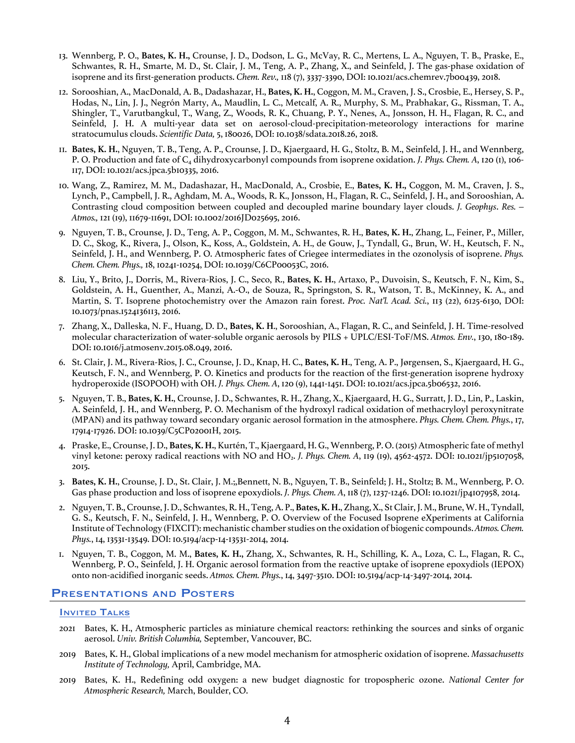13. Wennberg, P. O., **Bates, K. H.,** Crounse, J. D., Dodson, L. G., McVay, R. C., Mertens, L. A., Nguyen, T. B., Praske, E., Schwantes, R. H., Smarte, M. D., St. Clair, J. M., Teng, A. P., Zhang, X., and Seinfeld, J. The gas-phase oxidation of isoprene and its first-generation products. *Chem. Rev.,* 118 (7), 3337-3390, DOI: 10.1021/acs.chemrev.7b00439, 2018.

12. Sorooshian, A., MacDonald, A. B., Dadashazar, H., **Bates, K. H.**, Coggon, M. M., Craven, J. S., Crosbie, E., Hersey, S. P., Hodas, N., Lin, J. J., Negrón Marty, A., Maudlin, L. C., Metcalf, A. R., Murphy, S. M., Prabhakar, G., Rissman, T. A., Shingler, T., Varutbangkul, T., Wang, Z., Woods, R. K., Chuang, P. Y., Nenes, A., Jonsson, H. H., Flagan, R. C., and Seinfeld, J. H. A multi-year data set on aerosol-cloud-precipitation-meteorology interactions for marine stratocumulus clouds. *Scientific Data,* 5, 180026, DOI: 10.1038/sdata.2018.26, 2018.

11. **Bates, K. H.**, Nguyen, T. B., Teng, A. P., Crounse, J. D., Kjaergaard, H. G., Stoltz, B. M., Seinfeld, J. H., and Wennberg, P. O. Production and fate of $C_4$ dihydroxycarbonyl compounds from isoprene oxidation. *J. Phys. Chem. A*, 120 (1), 106-117, DOI: 10.1021/acs.jpca.5b10335, 2016.

10. Wang, Z., Ramirez, M. M., Dadashazar, H., MacDonald, A., Crosbie, E., **Bates, K. H.,** Coggon, M. M., Craven, J. S., Lynch, P., Campbell, J. R., Aghdam, M. A., Woods, R. K., Jonsson, H., Flagan, R. C., Seinfeld, J. H., and Sorooshian, A. Contrasting cloud composition between coupled and decoupled marine boundary layer clouds. *J. Geophys. Res. – Atmos.,* 121 (19), 11679-11691, DOI: 10.1002/2016JD025695, 2016.

9. Nguyen, T. B., Crounse, J. D., Teng, A. P., Coggon, M. M., Schwantes, R. H., **Bates, K. H.**, Zhang, L., Feiner, P., Miller, D. C., Skog, K., Rivera, J., Olson, K., Koss, A., Goldstein, A. H., de Gouw, J., Tyndall, G., Brun, W. H., Keutsch, F. N., Seinfeld, J. H., and Wennberg, P. O. Atmospheric fates of Criegee intermediates in the ozonolysis of isoprene. *Phys. Chem. Chem. Phys.,* 18, 10241-10254, DOI: 10.1039/C6CP00053C, 2016.

8. Liu, Y., Brito, J., Dorris, M., Rivera-Rios, J. C., Seco, R., **Bates, K. H.**, Artaxo, P., Duvoisin, S., Keutsch, F. N., Kim, S., Goldstein, A. H., Guenther, A., Manzi, A.-O., de Souza, R., Springston, S. R., Watson, T. B., McKinney, K. A., and Martin, S. T. Isoprene photochemistry over the Amazon rain forest. *Proc. Nat'l. Acad. Sci.*, 113 (22), 6125-6130, DOI: 10.1073/pnas.1524136113, 2016.

7. Zhang, X., Dalleska, N. F., Huang, D. D., **Bates, K. H.**, Sorooshian, A., Flagan, R. C., and Seinfeld, J. H. Time-resolved molecular characterization of water-soluble organic aerosols by PILS + UPLC/ESI-ToF/MS. *Atmos. Env.*, 130, 180-189. DOI: 10.1016/j.atmosenv.2015.08.049, 2016.

6. St. Clair, J. M., Rivera-Rios, J. C., Crounse, J. D., Knap, H. C., **Bates, K. H.**, Teng, A. P., Jørgensen, S., Kjaergaard, H. G., Keutsch, F. N., and Wennberg, P. O. Kinetics and products for the reaction of the first-generation isoprene hydroxy hydroperoxide (ISOPOOH) with OH. *J. Phys. Chem. A*, 120 (9), 1441-1451. DOI: 10.1021/acs.jpca.5b06532, 2016.

5. Nguyen, T. B., **Bates, K. H.**, Crounse, J. D., Schwantes, R. H., Zhang, X., Kjaergaard, H. G., Surratt, J. D., Lin, P., Laskin, A. Seinfeld, J. H., and Wennberg, P. O. Mechanism of the hydroxyl radical oxidation of methacryloyl peroxynitrate (MPAN) and its pathway toward secondary organic aerosol formation in the atmosphere. *Phys. Chem. Chem. Phys.*, 17, 17914-17926. DOI: 10.1039/C5CP02001H, 2015.

4. Praske, E., Crounse, J. D., **Bates, K. H.**, Kurtén, T., Kjaergaard, H. G., Wennberg, P. O. (2015) Atmospheric fate of methyl vinyl ketone: peroxy radical reactions with NO and $HO_2$. *J. Phys. Chem. A*, 119 (19), 4562-4572. DOI: 10.1021/jp5107058, 2015.

3. **Bates, K. H.**, Crounse, J. D., St. Clair, J. M.;,Bennett, N. B., Nguyen, T. B., Seinfeld; J. H., Stoltz; B. M., Wennberg, P. O. Gas phase production and loss of isoprene epoxydiols. *J. Phys. Chem. A*, 118 (7), 1237-1246. DOI: 10.1021/jp4107958, 2014.

2. Nguyen, T. B., Crounse, J. D., Schwantes, R. H., Teng, A. P., **Bates, K. H.**, Zhang, X., St Clair, J. M., Brune, W. H., Tyndall, G. S., Keutsch, F. N., Seinfeld, J. H., Wennberg, P. O. Overview of the Focused Isoprene eXperiments at California Institute of Technology (FIXCIT): mechanistic chamber studies on the oxidation of biogenic compounds. *Atmos. Chem. Phys.*, 14, 13531-13549. DOI: 10.5194/acp-14-13531-2014, 2014.

1. Nguyen, T. B., Coggon, M. M., **Bates, K. H.**, Zhang, X., Schwantes, R. H., Schilling, K. A., Loza, C. L., Flagan, R. C., Wennberg, P. O., Seinfeld, J. H. Organic aerosol formation from the reactive uptake of isoprene epoxydiols (IEPOX) onto non-acidified inorganic seeds. *Atmos. Chem. Phys.*, 14, 3497-3510. DOI: 10.5194/acp-14-3497-2014, 2014.

## Presentations and Posters

### Invited Talks

2021 Bates, K. H., Atmospheric particles as miniature chemical reactors: rethinking the sources and sinks of organic aerosol. *Univ. British Columbia,* September, Vancouver, BC.

2019 Bates, K. H., Global implications of a new model mechanism for atmospheric oxidation of isoprene. *Massachusetts Institute of Technology,* April, Cambridge, MA.

2019 Bates, K. H., Redefining odd oxygen: a new budget diagnostic for tropospheric ozone. *National Center for Atmospheric Research,* March, Boulder, CO.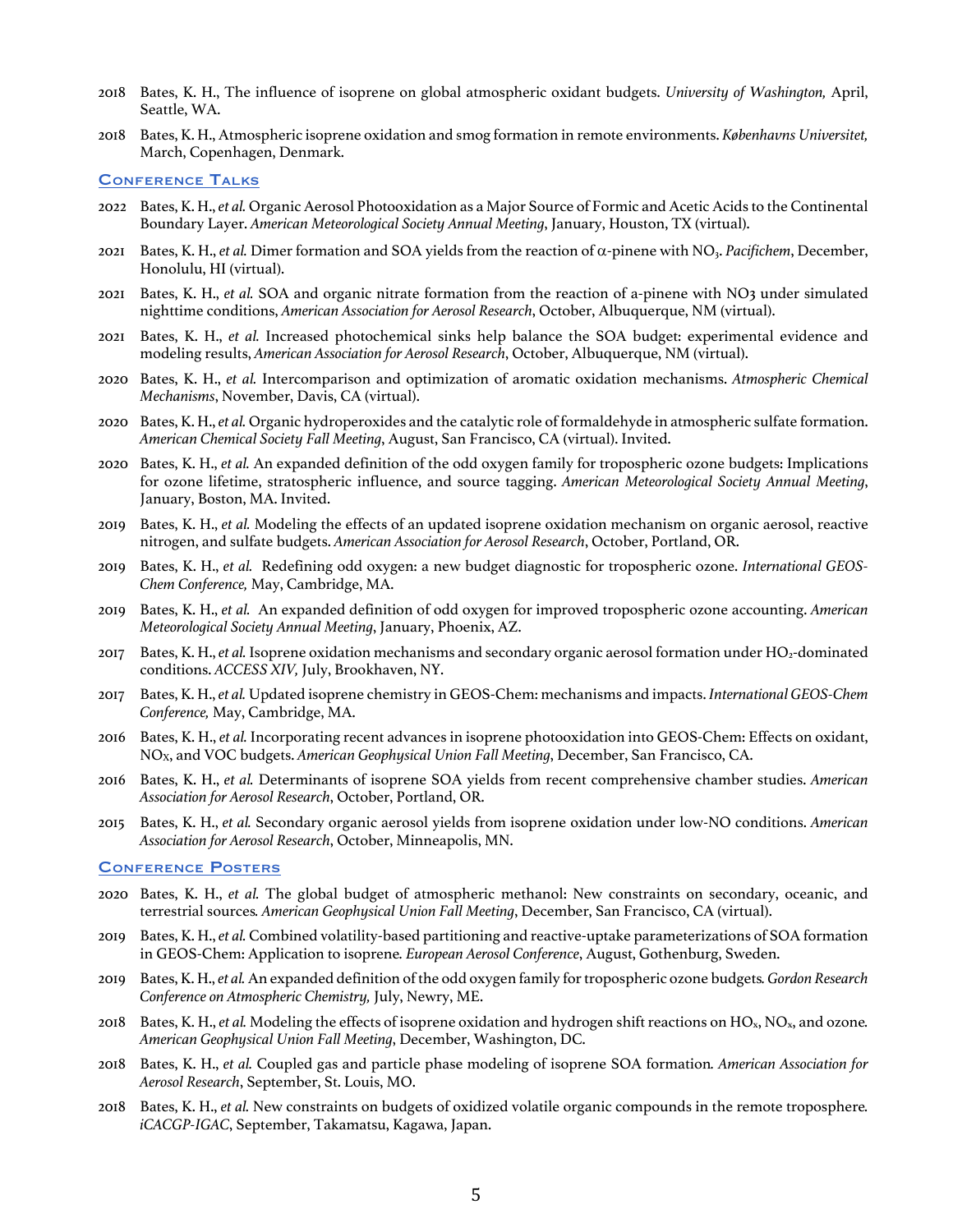2018 Bates, K. H., The influence of isoprene on global atmospheric oxidant budgets. *University of Washington,* April, Seattle, WA.

2018 Bates, K. H., Atmospheric isoprene oxidation and smog formation in remote environments. *Københavns Universitet,* March, Copenhagen, Denmark.

## Conference Talks

2022 Bates, K. H., *et al.* Organic Aerosol Photooxidation as a Major Source of Formic and Acetic Acids to the Continental Boundary Layer. *American Meteorological Society Annual Meeting*, January, Houston, TX (virtual).

2021 Bates, K. H., *et al.* Dimer formation and SOA yields from the reaction of α-pinene with $NO_3$. *Pacifichem*, December, Honolulu, HI (virtual).

2021 Bates, K. H., *et al.* SOA and organic nitrate formation from the reaction of a-pinene with NO3 under simulated nighttime conditions, *American Association for Aerosol Research*, October, Albuquerque, NM (virtual).

2021 Bates, K. H., *et al.* Increased photochemical sinks help balance the SOA budget: experimental evidence and modeling results, *American Association for Aerosol Research*, October, Albuquerque, NM (virtual).

2020 Bates, K. H., *et al.* Intercomparison and optimization of aromatic oxidation mechanisms. *Atmospheric Chemical Mechanisms*, November, Davis, CA (virtual).

2020 Bates, K. H., *et al.* Organic hydroperoxides and the catalytic role of formaldehyde in atmospheric sulfate formation. *American Chemical Society Fall Meeting*, August, San Francisco, CA (virtual). Invited.

2020 Bates, K. H., *et al.* An expanded definition of the odd oxygen family for tropospheric ozone budgets: Implications for ozone lifetime, stratospheric influence, and source tagging. *American Meteorological Society Annual Meeting*, January, Boston, MA. Invited.

2019 Bates, K. H., *et al.* Modeling the effects of an updated isoprene oxidation mechanism on organic aerosol, reactive nitrogen, and sulfate budgets. *American Association for Aerosol Research*, October, Portland, OR.

2019 Bates, K. H., *et al.* Redefining odd oxygen: a new budget diagnostic for tropospheric ozone. *International GEOS-Chem Conference,* May, Cambridge, MA.

2019 Bates, K. H., *et al.* An expanded definition of odd oxygen for improved tropospheric ozone accounting. *American Meteorological Society Annual Meeting*, January, Phoenix, AZ.

2017 Bates, K. H., *et al.* Isoprene oxidation mechanisms and secondary organic aerosol formation under $HO_2$-dominated conditions. *ACCESS XIV,* July, Brookhaven, NY.

2017 Bates, K. H., *et al.* Updated isoprene chemistry in GEOS-Chem: mechanisms and impacts. *International GEOS-Chem Conference,* May, Cambridge, MA.

2016 Bates, K. H., *et al.* Incorporating recent advances in isoprene photooxidation into GEOS-Chem: Effects on oxidant, $NO_X$, and VOC budgets. *American Geophysical Union Fall Meeting*, December, San Francisco, CA.

2016 Bates, K. H., *et al.* Determinants of isoprene SOA yields from recent comprehensive chamber studies. *American Association for Aerosol Research*, October, Portland, OR.

2015 Bates, K. H., *et al.* Secondary organic aerosol yields from isoprene oxidation under low-NO conditions. *American Association for Aerosol Research*, October, Minneapolis, MN.

## Conference Posters

2020 Bates, K. H., *et al.* The global budget of atmospheric methanol: New constraints on secondary, oceanic, and terrestrial sources*. American Geophysical Union Fall Meeting*, December, San Francisco, CA (virtual).

2019 Bates, K. H., *et al.* Combined volatility-based partitioning and reactive-uptake parameterizations of SOA formation in GEOS-Chem: Application to isoprene*. European Aerosol Conference*, August, Gothenburg, Sweden.

2019 Bates, K. H., *et al.* An expanded definition of the odd oxygen family for tropospheric ozone budgets*. Gordon Research Conference on Atmospheric Chemistry,* July, Newry, ME.

2018 Bates, K. H., *et al.* Modeling the effects of isoprene oxidation and hydrogen shift reactions on $HO_x$, $NO_x$, and ozone. *American Geophysical Union Fall Meeting*, December, Washington, DC.

2018 Bates, K. H., *et al.* Coupled gas and particle phase modeling of isoprene SOA formation*. American Association for Aerosol Research*, September, St. Louis, MO.

2018 Bates, K. H., *et al.* New constraints on budgets of oxidized volatile organic compounds in the remote troposphere*. iCACGP-IGAC*, September, Takamatsu, Kagawa, Japan.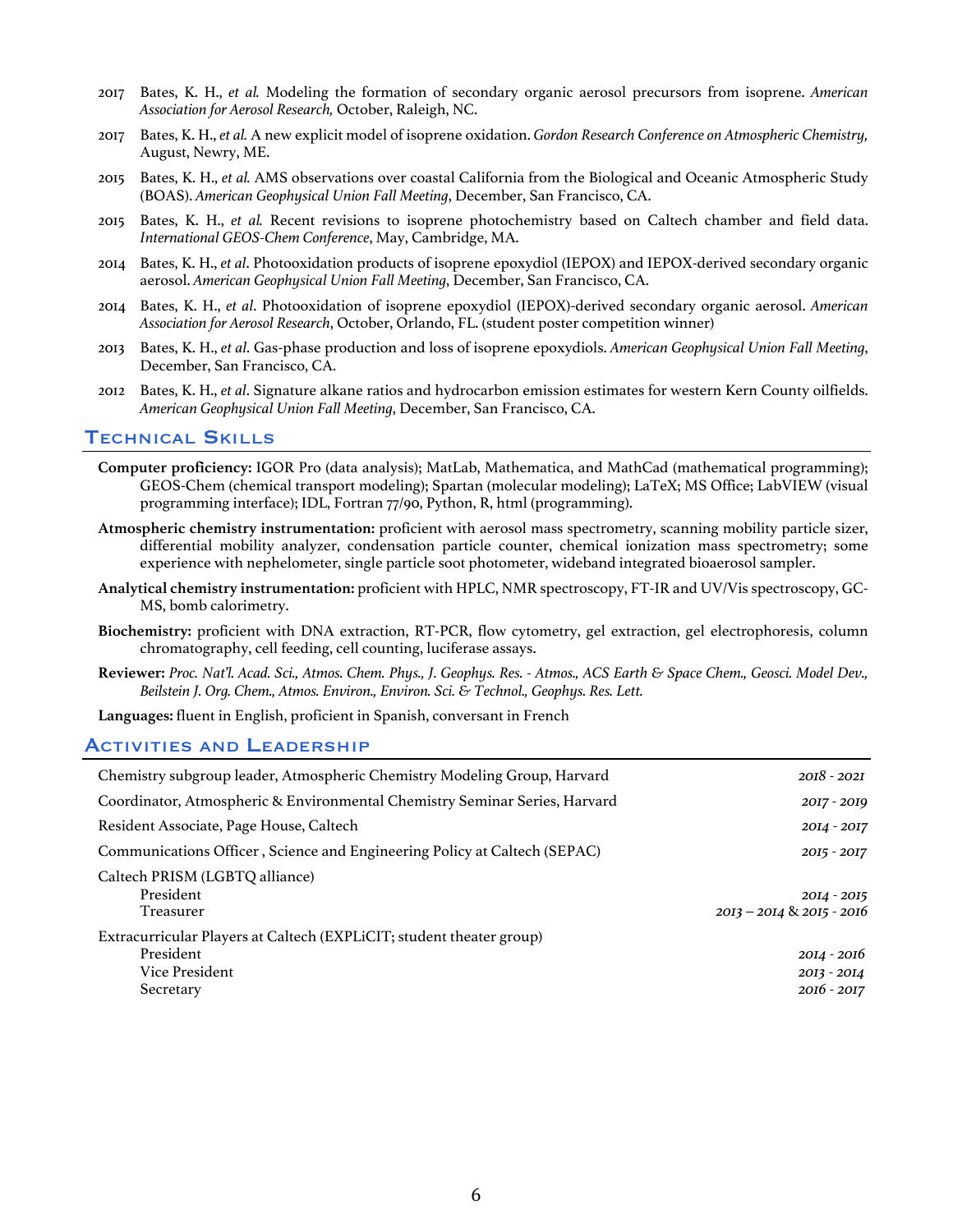2017 Bates, K. H., *et al.* Modeling the formation of secondary organic aerosol precursors from isoprene. *American Association for Aerosol Research,* October, Raleigh, NC.

2017 Bates, K. H., *et al.* A new explicit model of isoprene oxidation. *Gordon Research Conference on Atmospheric Chemistry,* August, Newry, ME.

2015 Bates, K. H., *et al.* AMS observations over coastal California from the Biological and Oceanic Atmospheric Study (BOAS). *American Geophysical Union Fall Meeting*, December, San Francisco, CA.

2015 Bates, K. H., *et al.* Recent revisions to isoprene photochemistry based on Caltech chamber and field data. *International GEOS-Chem Conference*, May, Cambridge, MA.

2014 Bates, K. H., *et al*. Photooxidation products of isoprene epoxydiol (IEPOX) and IEPOX-derived secondary organic aerosol. *American Geophysical Union Fall Meeting*, December, San Francisco, CA.

2014 Bates, K. H., *et al*. Photooxidation of isoprene epoxydiol (IEPOX)-derived secondary organic aerosol. *American Association for Aerosol Research*, October, Orlando, FL. (student poster competition winner)

2013 Bates, K. H., *et al*. Gas-phase production and loss of isoprene epoxydiols. *American Geophysical Union Fall Meeting*, December, San Francisco, CA.

2012 Bates, K. H., *et al*. Signature alkane ratios and hydrocarbon emission estimates for western Kern County oilfields. *American Geophysical Union Fall Meeting*, December, San Francisco, CA.

## Technical Skills

**Computer proficiency:** IGOR Pro (data analysis); MatLab, Mathematica, and MathCad (mathematical programming); GEOS-Chem (chemical transport modeling); Spartan (molecular modeling); LaTeX; MS Office; LabVIEW (visual programming interface); IDL, Fortran 77/90, Python, R, html (programming).

**Atmospheric chemistry instrumentation:** proficient with aerosol mass spectrometry, scanning mobility particle sizer, differential mobility analyzer, condensation particle counter, chemical ionization mass spectrometry; some experience with nephelometer, single particle soot photometer, wideband integrated bioaerosol sampler.

**Analytical chemistry instrumentation:** proficient with HPLC, NMR spectroscopy, FT-IR and UV/Vis spectroscopy, GC-MS, bomb calorimetry.

**Biochemistry:** proficient with DNA extraction, RT-PCR, flow cytometry, gel extraction, gel electrophoresis, column chromatography, cell feeding, cell counting, luciferase assays.

**Reviewer:** *Proc. Nat'l. Acad. Sci., Atmos. Chem. Phys., J. Geophys. Res. - Atmos., ACS Earth & Space Chem., Geosci. Model Dev., Beilstein J. Org. Chem., Atmos. Environ., Environ. Sci. & Technol., Geophys. Res. Lett.*

**Languages:** fluent in English, proficient in Spanish, conversant in French

## Activities and Leadership

| | |
|---|---|
| Chemistry subgroup leader, Atmospheric Chemistry Modeling Group, Harvard | *2018 - 2021* |
| Coordinator, Atmospheric & Environmental Chemistry Seminar Series, Harvard | *2017 - 2019* |
| Resident Associate, Page House, Caltech | *2014 - 2017* |
| Communications Officer , Science and Engineering Policy at Caltech (SEPAC) | *2015 - 2017* |
| Caltech PRISM (LGBTQ alliance) | |
| President | *2014 - 2015* |
| Treasurer | *2013 – 2014 & 2015 - 2016* |
| Extracurricular Players at Caltech (EXPLiCIT; student theater group) | |
| President | *2014 - 2016* |
| Vice President | *2013 - 2014* |
| Secretary | *2016 - 2017* |